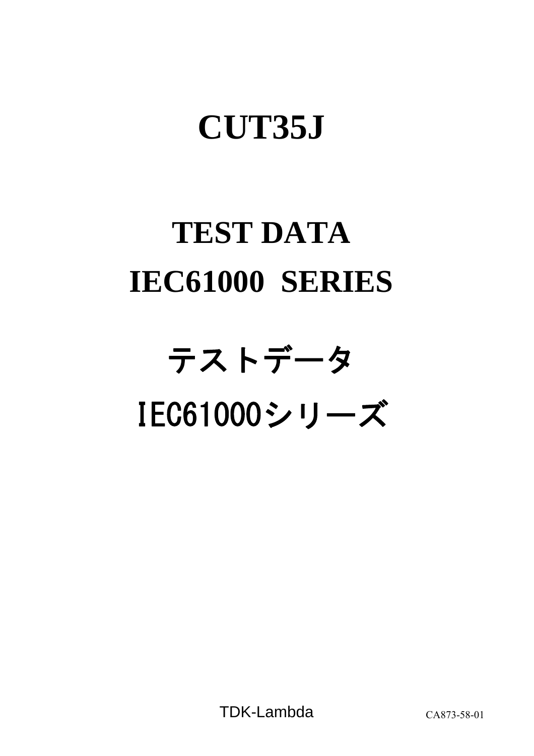# CUT35J

# TEST DATA
# IEC61000  SERIES

# テストデータ
# IEC61000シリーズ

TDK-Lambda

CA873-58-01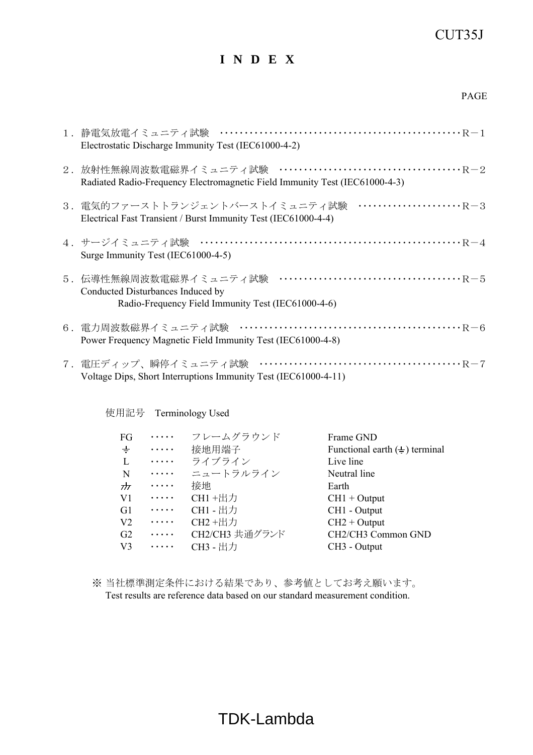CUT35J

# I N D E X

PAGE

１．静電気放電イミュニティ試験 ････････････････････････････････････････････Ｒ－１
Electrostatic Discharge Immunity Test (IEC61000-4-2)

２．放射性無線周波数電磁界イミュニティ試験 ･･････････････････････････････････Ｒ－２
Radiated Radio-Frequency Electromagnetic Field Immunity Test (IEC61000-4-3)

３．電気的ファーストトランジェントバーストイミュニティ試験 ････････････････････Ｒ－３
Electrical Fast Transient / Burst Immunity Test (IEC61000-4-4)

４．サージイミュニティ試験 ･･･････････････････････････････････････････････Ｒ－４
Surge Immunity Test (IEC61000-4-5)

５．伝導性無線周波数電磁界イミュニティ試験 ･･････････････････････････････････Ｒ－５
Conducted Disturbances Induced by
Radio-Frequency Field Immunity Test (IEC61000-4-6)

６．電力周波数磁界イミュニティ試験 ････････････････････････････････････････Ｒ－６
Power Frequency Magnetic Field Immunity Test (IEC61000-4-8)

７．電圧ディップ、瞬停イミュニティ試験 ･････････････････････････････････････Ｒ－７
Voltage Dips, Short Interruptions Immunity Test (IEC61000-4-11)

使用記号　Terminology Used

| | | | |
|---|---|---|---|
| FG | ･････ | フレームグラウンド | Frame GND |
| ⏚ | ･････ | 接地用端子 | Functional earth (⏚) terminal |
| L | ･････ | ライブライン | Live line |
| N | ･････ | ニュートラルライン | Neutral line |
| ⏚ | ･････ | 接地 | Earth |
| V1 | ･････ | CH1 +出力 | CH1 + Output |
| G1 | ･････ | CH1 - 出力 | CH1 - Output |
| V2 | ･････ | CH2 +出力 | CH2 + Output |
| G2 | ･････ | CH2/CH3 共通グランド | CH2/CH3 Common GND |
| V3 | ･････ | CH3 - 出力 | CH3 - Output |

※ 当社標準測定条件における結果であり、参考値としてお考え願います。
Test results are reference data based on our standard measurement condition.

TDK-Lambda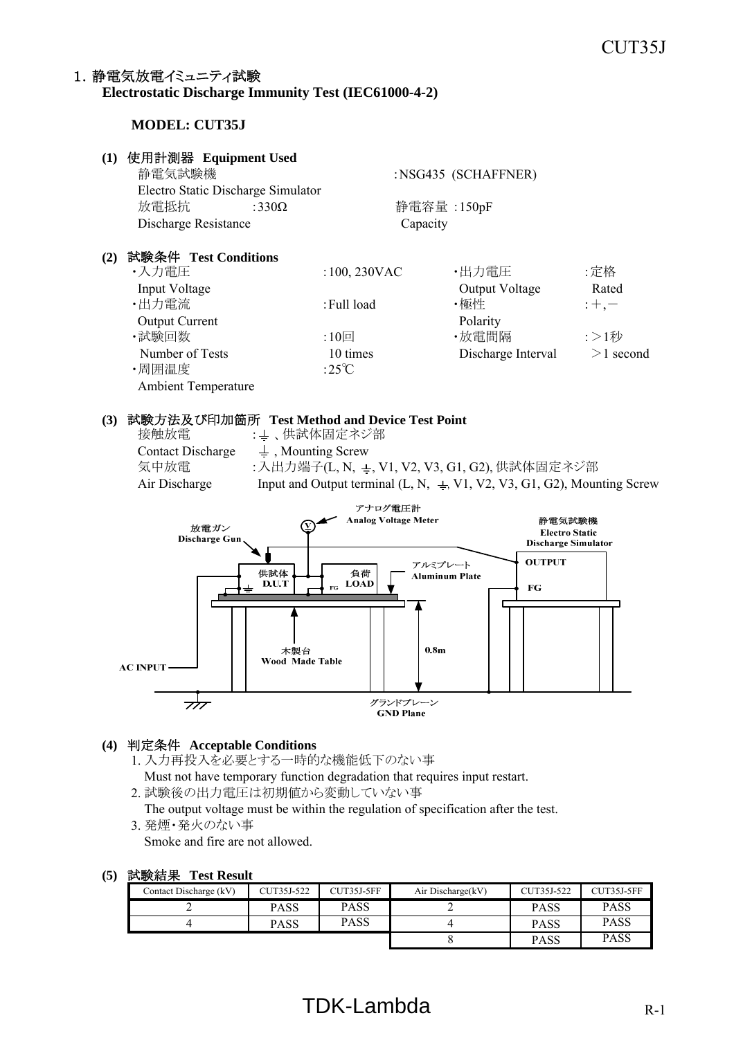# 1. 静電気放電イミュニティ試験
**Electrostatic Discharge Immunity Test (IEC61000-4-2)**

**MODEL: CUT35J**

**(1) 使用計測器 Equipment Used**

静電気試験機 Electro Static Discharge Simulator : NSG435 (SCHAFFNER)

放電抵抗 Discharge Resistance : 330Ω

静電容量 Capacity : 150pF

**(2) 試験条件 Test Conditions**

- ・入力電圧 Input Voltage : 100, 230VAC
- ・出力電圧 Output Voltage : 定格 Rated
- ・出力電流 Output Current : Full load
- ・極性 Polarity : ＋, －
- ・試験回数 Number of Tests : 10回 10 times
- ・放電間隔 Discharge Interval : ＞1秒 ＞1 second
- ・周囲温度 Ambient Temperature : 25℃

**(3) 試験方法及び印加箇所 Test Method and Device Test Point**

接触放電 Contact Discharge : ⏚ 、供試体固定ネジ部 ⏚ , Mounting Screw

気中放電 Air Discharge : 入出力端子(L, N, ⏚, V1, V2, V3, G1, G2), 供試体固定ネジ部 Input and Output terminal (L, N, ⏚, V1, V2, V3, G1, G2), Mounting Screw

アナログ電圧計 Analog Voltage Meter

放電ガン Discharge Gun

静電気試験機 Electro Static Discharge Simulator

OUTPUT

FG

供試体 D.U.T

負荷 LOAD

アルミプレート Aluminum Plate

木製台 Wood Made Table

0.8m

AC INPUT

グランドプレーン GND Plane

**(4) 判定条件 Acceptable Conditions**

1. 入力再投入を必要とする一時的な機能低下のない事
   Must not have temporary function degradation that requires input restart.
2. 試験後の出力電圧は初期値から変動していない事
   The output voltage must be within the regulation of specification after the test.
3. 発煙・発火のない事
   Smoke and fire are not allowed.

**(5) 試験結果 Test Result**

| Contact Discharge (kV) | CUT35J-522 | CUT35J-5FF | Air Discharge(kV) | CUT35J-522 | CUT35J-5FF |
|---|---|---|---|---|---|
| 2 | PASS | PASS | 2 | PASS | PASS |
| 4 | PASS | PASS | 4 | PASS | PASS |
| | | | 8 | PASS | PASS |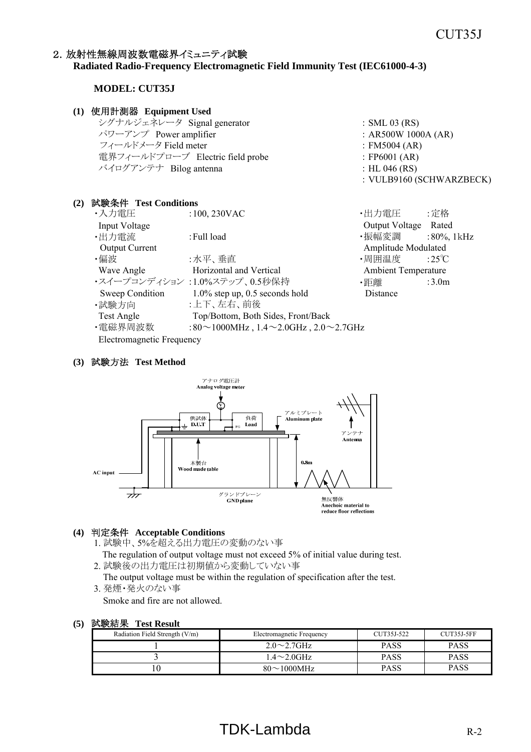## 2. 放射性無線周波数電磁界イミュニティ試験
**Radiated Radio-Frequency Electromagnetic Field Immunity Test (IEC61000-4-3)**

**MODEL: CUT35J**

**(1) 使用計測器 Equipment Used**

| | |
|---|---|
| シグナルジェネレータ Signal generator | : SML 03 (RS) |
| パワーアンプ Power amplifier | : AR500W 1000A (AR) |
| フィールドメータ Field meter | : FM5004 (AR) |
| 電界フィールドプローブ Electric field probe | : FP6001 (AR) |
| バイログアンテナ Bilog antenna | : HL 046 (RS) |
| | : VULB9160 (SCHWARZBECK) |

**(2) 試験条件 Test Conditions**

- ・入力電圧 Input Voltage : 100, 230VAC
- ・出力電流 Output Current : Full load
- ・偏波 Wave Angle : 水平、垂直 Horizontal and Vertical
- ・スイープコンディション Sweep Condition : 1.0%ステップ、0.5秒保持 1.0% step up, 0.5 seconds hold
- ・試験方向 Test Angle : 上下、左右、前後 Top/Bottom, Both Sides, Front/Back
- ・電磁界周波数 Electromagnetic Frequency : 80～1000MHz , 1.4～2.0GHz , 2.0～2.7GHz
- ・出力電圧 Output Voltage : 定格 Rated
- ・振幅変調 Amplitude Modulated : 80%, 1kHz
- ・周囲温度 Ambient Temperature : 25℃
- ・距離 Distance : 3.0m

**(3) 試験方法 Test Method**

アナログ電圧計 Analog voltage meter
供試体 D.U.T
負荷 Load
アルミプレート Aluminum plate
アンテナ Antenna
木製台 Wood made table
0.8m
AC input
グランドプレーン GND plane
無反響体 Anechoic material to reduce floor reflections

**(4) 判定条件 Acceptable Conditions**

1. 試験中、5%を超える出力電圧の変動のない事
   The regulation of output voltage must not exceed 5% of initial value during test.
2. 試験後の出力電圧は初期値から変動していない事
   The output voltage must be within the regulation of specification after the test.
3. 発煙・発火のない事
   Smoke and fire are not allowed.

**(5) 試験結果 Test Result**

| Radiation Field Strength (V/m) | Electromagnetic Frequency | CUT35J-522 | CUT35J-5FF |
|---|---|---|---|
| 1 | 2.0～2.7GHz | PASS | PASS |
| 3 | 1.4～2.0GHz | PASS | PASS |
| 10 | 80～1000MHz | PASS | PASS |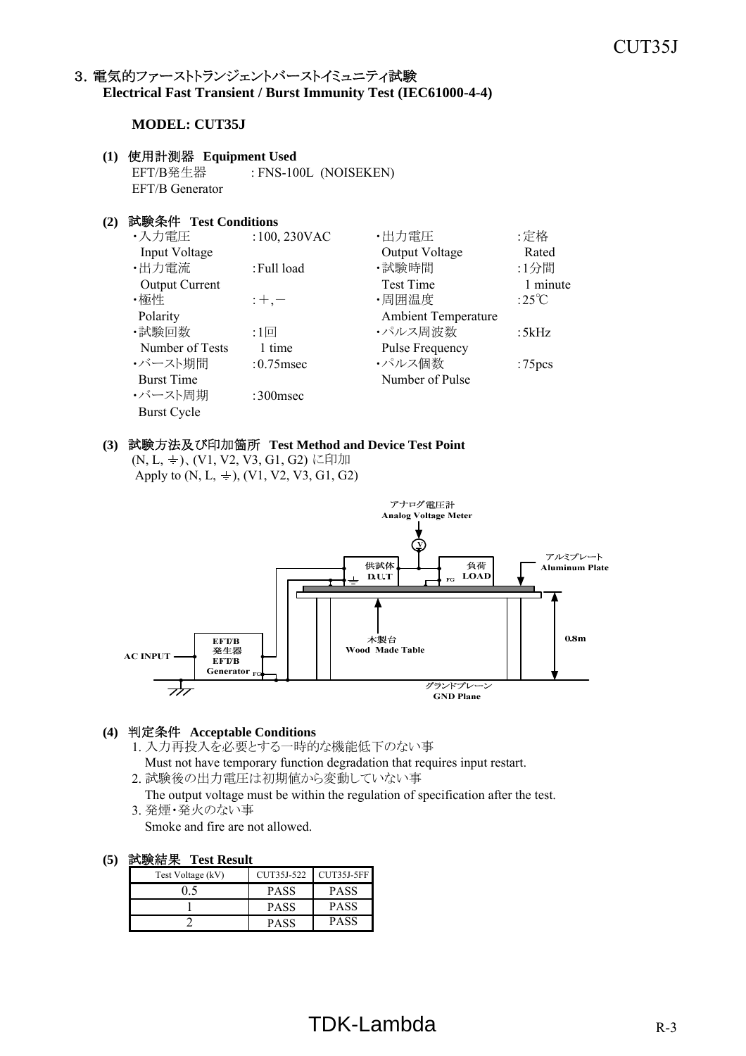## 3. 電気的ファーストトランジェントバーストイミュニティ試験
**Electrical Fast Transient / Burst Immunity Test (IEC61000-4-4)**

**MODEL: CUT35J**

**(1) 使用計測器 Equipment Used**

EFT/B発生器 EFT/B Generator : FNS-100L (NOISEKEN)

**(2) 試験条件 Test Conditions**

| | | | |
|---|---|---|---|
| ・入力電圧 Input Voltage | :100, 230VAC | ・出力電圧 Output Voltage | :定格 Rated |
| ・出力電流 Output Current | :Full load | ・試験時間 Test Time | :1分間 1 minute |
| ・極性 Polarity | :＋,－ | ・周囲温度 Ambient Temperature | :25℃ |
| ・試験回数 Number of Tests | :1回 1 time | ・パルス周波数 Pulse Frequency | :5kHz |
| ・バースト期間 Burst Time | :0.75msec | ・パルス個数 Number of Pulse | :75pcs |
| ・バースト周期 Burst Cycle | :300msec | | |

**(3) 試験方法及び印加箇所 Test Method and Device Test Point**

(N, L, ⏚)、(V1, V2, V3, G1, G2) に印加
Apply to (N, L, ⏚), (V1, V2, V3, G1, G2)

アナログ電圧計 Analog Voltage Meter
供試体 D.U.T
負荷 LOAD
アルミプレート Aluminum Plate
木製台 Wood Made Table
0.8m
EFT/B発生器 EFT/B Generator
AC INPUT
グランドプレーン GND Plane

**(4) 判定条件 Acceptable Conditions**

1. 入力再投入を必要とする一時的な機能低下のない事
   Must not have temporary function degradation that requires input restart.
2. 試験後の出力電圧は初期値から変動していない事
   The output voltage must be within the regulation of specification after the test.
3. 発煙・発火のない事
   Smoke and fire are not allowed.

**(5) 試験結果 Test Result**

| Test Voltage (kV) | CUT35J-522 | CUT35J-5FF |
|---|---|---|
| 0.5 | PASS | PASS |
| 1 | PASS | PASS |
| 2 | PASS | PASS |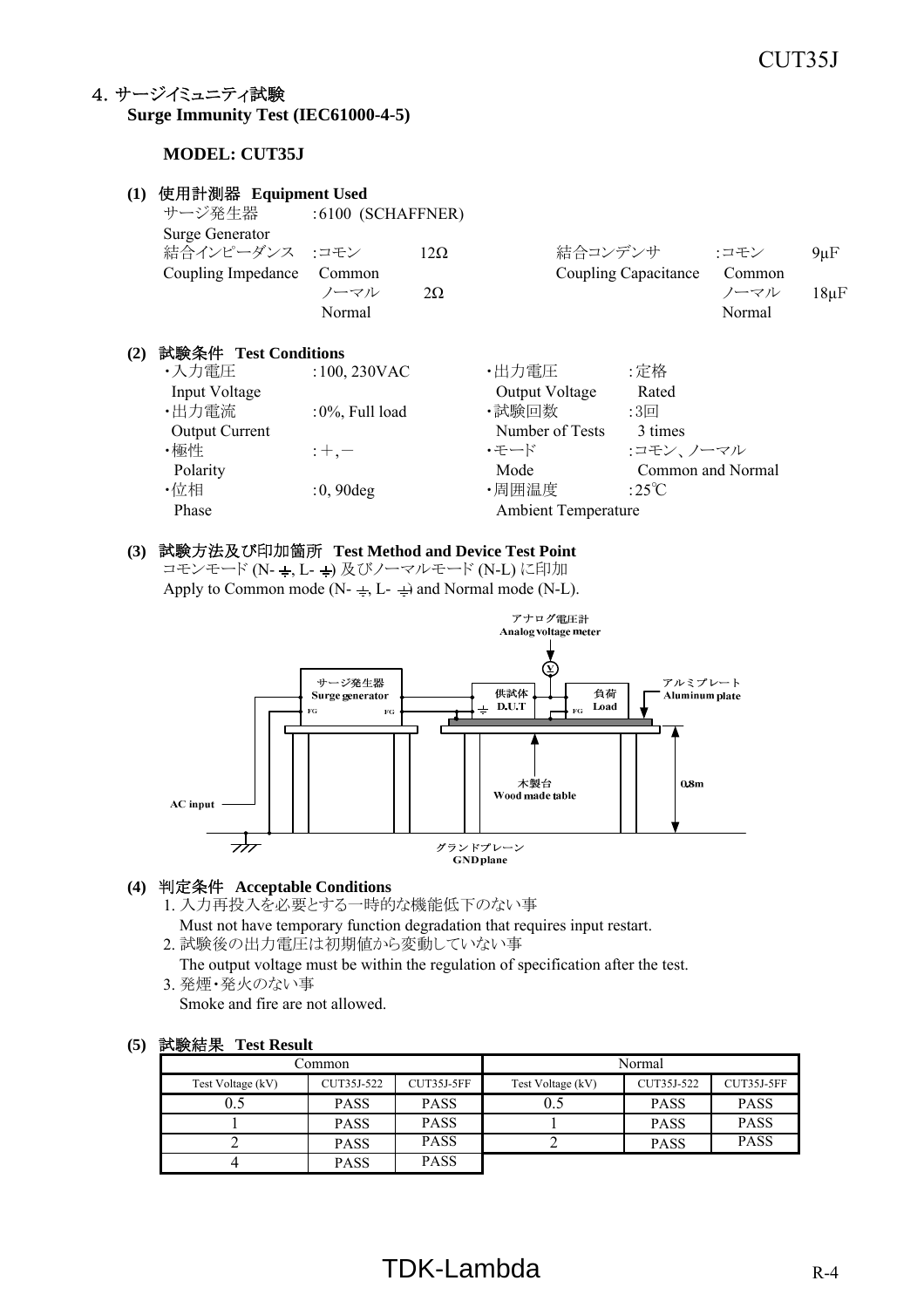## 4. サージイミュニティ試験
**Surge Immunity Test (IEC61000-4-5)**

**MODEL: CUT35J**

**(1) 使用計測器 Equipment Used**

サージ発生器 Surge Generator :6100 (SCHAFFNER)

結合インピーダンス Coupling Impedance :コモン Common 12Ω ノーマル Normal 2Ω

結合コンデンサ Coupling Capacitance :コモン Common 9μF ノーマル Normal 18μF

**(2) 試験条件 Test Conditions**

- ・入力電圧 Input Voltage :100, 230VAC
- ・出力電流 Output Current :0%, Full load
- ・極性 Polarity :＋,－
- ・位相 Phase :0, 90deg
- ・出力電圧 Output Voltage :定格 Rated
- ・試験回数 Number of Tests :3回 3 times
- ・モード Mode :コモン、ノーマル Common and Normal
- ・周囲温度 Ambient Temperature :25℃

**(3) 試験方法及び印加箇所 Test Method and Device Test Point**

コモンモード (N-⏚, L-⏚) 及びノーマルモード (N-L) に印加
Apply to Common mode (N-⏚, L-⏚) and Normal mode (N-L).

アナログ電圧計 Analog voltage meter
サージ発生器 Surge generator FG FG
供試体 D.U.T ⏚
負荷 Load FG
アルミプレート Aluminum plate
木製台 Wood made table
0.8m
AC input
グランドプレーン GND plane

**(4) 判定条件 Acceptable Conditions**

1. 入力再投入を必要とする一時的な機能低下のない事
   Must not have temporary function degradation that requires input restart.
2. 試験後の出力電圧は初期値から変動していない事
   The output voltage must be within the regulation of specification after the test.
3. 発煙・発火のない事
   Smoke and fire are not allowed.

**(5) 試験結果 Test Result**

| Common | | | Normal | | |
|---|---|---|---|---|---|
| Test Voltage (kV) | CUT35J-522 | CUT35J-5FF | Test Voltage (kV) | CUT35J-522 | CUT35J-5FF |
| 0.5 | PASS | PASS | 0.5 | PASS | PASS |
| 1 | PASS | PASS | 1 | PASS | PASS |
| 2 | PASS | PASS | 2 | PASS | PASS |
| 4 | PASS | PASS | | | |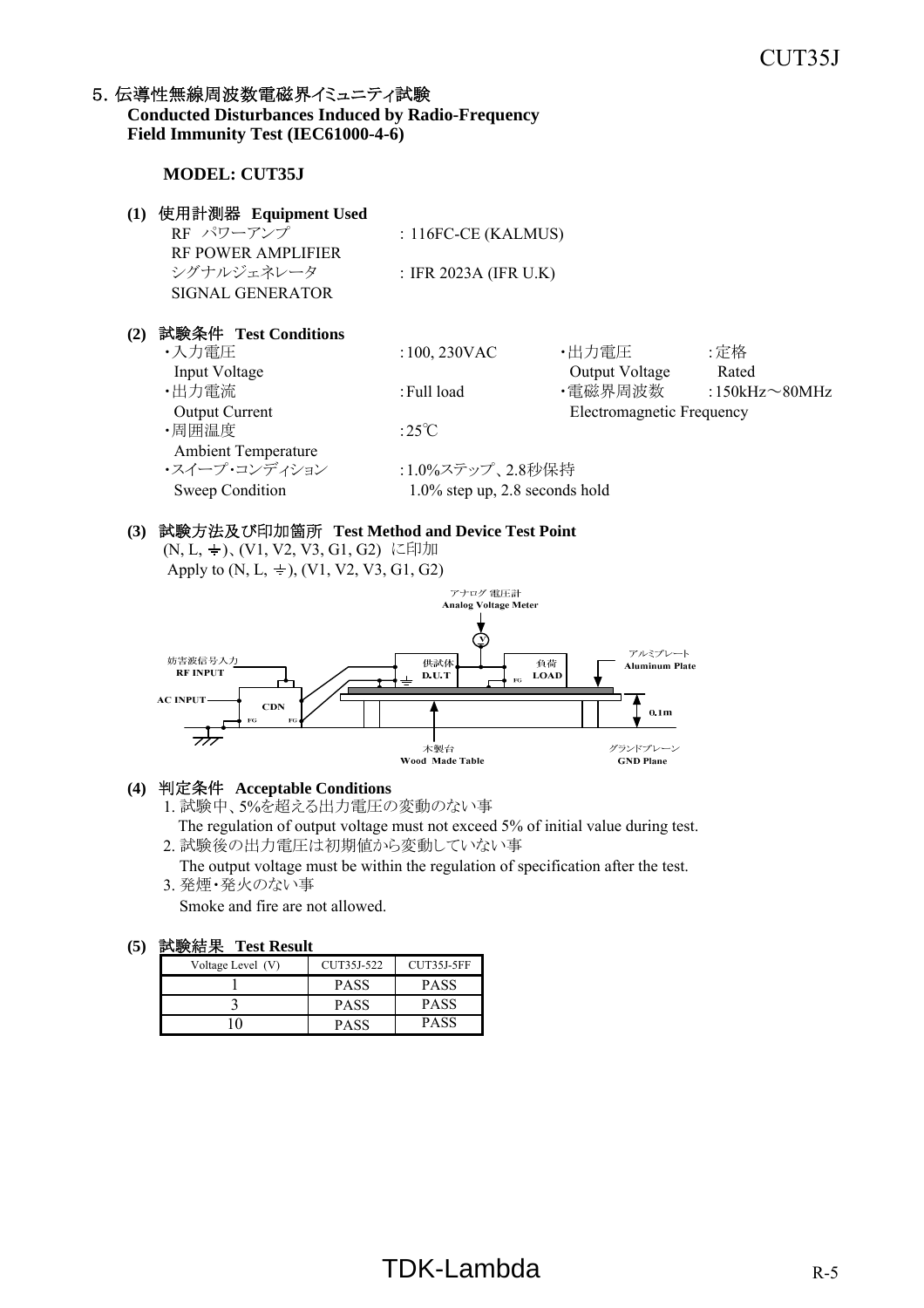## 5. 伝導性無線周波数電磁界イミュニティ試験
**Conducted Disturbances Induced by Radio-Frequency Field Immunity Test (IEC61000-4-6)**

**MODEL: CUT35J**

**(1) 使用計測器 Equipment Used**

| | |
|---|---|
| RF パワーアンプ RF POWER AMPLIFIER | : 116FC-CE (KALMUS) |
| シグナルジェネレータ SIGNAL GENERATOR | : IFR 2023A (IFR U.K) |

**(2) 試験条件 Test Conditions**

| | | | |
|---|---|---|---|
| ・入力電圧 Input Voltage | : 100, 230VAC | ・出力電圧 Output Voltage | : 定格 Rated |
| ・出力電流 Output Current | : Full load | ・電磁界周波数 Electromagnetic Frequency | : 150kHz～80MHz |
| ・周囲温度 Ambient Temperature | : 25℃ | | |
| ・スイープ・コンディション Sweep Condition | : 1.0%ステップ、2.8秒保持 1.0% step up, 2.8 seconds hold | | |

**(3) 試験方法及び印加箇所 Test Method and Device Test Point**

(N, L, ⏚)、(V1, V2, V3, G1, G2) に印加
Apply to (N, L, ⏚), (V1, V2, V3, G1, G2)

アナログ電圧計 Analog Voltage Meter
妨害波信号入力 RF INPUT
AC INPUT
CDN
FG
供試体 D.U.T
負荷 LOAD
アルミプレート Aluminum Plate
0.1m
木製台 Wood Made Table
グランドプレーン GND Plane

**(4) 判定条件 Acceptable Conditions**

1. 試験中、5%を超える出力電圧の変動のない事
   The regulation of output voltage must not exceed 5% of initial value during test.
2. 試験後の出力電圧は初期値から変動していない事
   The output voltage must be within the regulation of specification after the test.
3. 発煙・発火のない事
   Smoke and fire are not allowed.

**(5) 試験結果 Test Result**

| Voltage Level (V) | CUT35J-522 | CUT35J-5FF |
|---|---|---|
| 1 | PASS | PASS |
| 3 | PASS | PASS |
| 10 | PASS | PASS |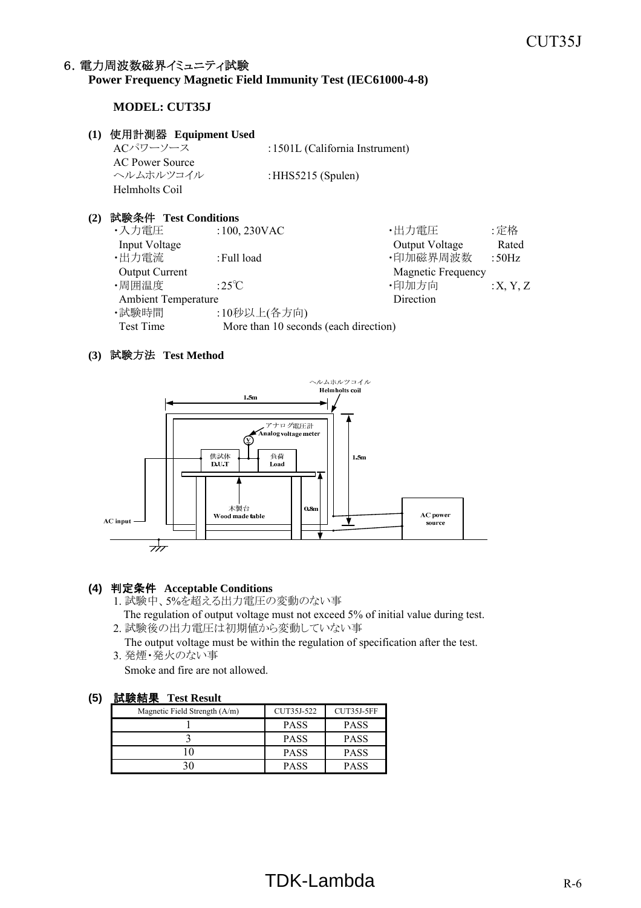## 6. 電力周波数磁界イミュニティ試験
**Power Frequency Magnetic Field Immunity Test (IEC61000-4-8)**

**MODEL: CUT35J**

**(1) 使用計測器 Equipment Used**

| | |
|---|---|
| ACパワーソース AC Power Source | :1501L (California Instrument) |
| ヘルムホルツコイル Helmholts Coil | :HHS5215 (Spulen) |

**(2) 試験条件 Test Conditions**

| | | | |
|---|---|---|---|
| ・入力電圧 Input Voltage | :100, 230VAC | ・出力電圧 Output Voltage | :定格 Rated |
| ・出力電流 Output Current | :Full load | ・印加磁界周波数 Magnetic Frequency | :50Hz |
| ・周囲温度 Ambient Temperature | :25℃ | ・印加方向 Direction | :X, Y, Z |
| ・試験時間 Test Time | :10秒以上(各方向) More than 10 seconds (each direction) | | |

**(3) 試験方法 Test Method**

ヘルムホルツコイル Helmholts coil, 1.5m, 1.5m, アナログ電圧計 Analog voltage meter, 供試体 D.U.T, 負荷 Load, 木製台 Wood made table, 0.8m, AC input, AC power source

**(4) 判定条件 Acceptable Conditions**

1. 試験中、5%を超える出力電圧の変動のない事
   The regulation of output voltage must not exceed 5% of initial value during test.
2. 試験後の出力電圧は初期値から変動していない事
   The output voltage must be within the regulation of specification after the test.
3. 発煙・発火のない事
   Smoke and fire are not allowed.

**(5) 試験結果 Test Result**

| Magnetic Field Strength (A/m) | CUT35J-522 | CUT35J-5FF |
|---|---|---|
| 1 | PASS | PASS |
| 3 | PASS | PASS |
| 10 | PASS | PASS |
| 30 | PASS | PASS |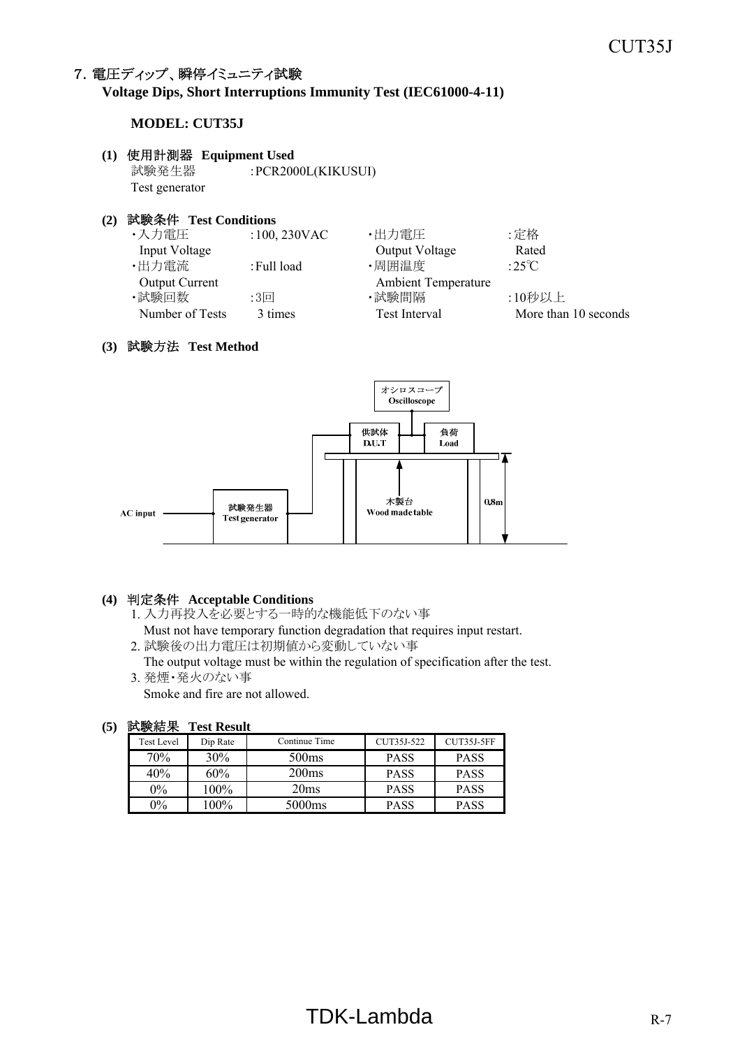## 7. 電圧ディップ、瞬停イミュニティ試験
**Voltage Dips, Short Interruptions Immunity Test (IEC61000-4-11)**

**MODEL: CUT35J**

**(1) 使用計測器 Equipment Used**

試験発生器 : PCR2000L(KIKUSUI)
Test generator

**(2) 試験条件 Test Conditions**

| | | | |
|---|---|---|---|
| ・入力電圧 Input Voltage | : 100, 230VAC | ・出力電圧 Output Voltage | : 定格 Rated |
| ・出力電流 Output Current | : Full load | ・周囲温度 Ambient Temperature | : 25℃ |
| ・試験回数 Number of Tests | : 3回 3 times | ・試験間隔 Test Interval | : 10秒以上 More than 10 seconds |

**(3) 試験方法 Test Method**

オシロスコープ
Oscilloscope
供試体
D.U.T
負荷
Load
木製台
Wood made table
0.8m
AC input
試験発生器
Test generator

**(4) 判定条件 Acceptable Conditions**

1. 入力再投入を必要とする一時的な機能低下のない事
   Must not have temporary function degradation that requires input restart.
2. 試験後の出力電圧は初期値から変動していない事
   The output voltage must be within the regulation of specification after the test.
3. 発煙・発火のない事
   Smoke and fire are not allowed.

**(5) 試験結果 Test Result**

| Test Level | Dip Rate | Continue Time | CUT35J-522 | CUT35J-5FF |
|---|---|---|---|---|
| 70% | 30% | 500ms | PASS | PASS |
| 40% | 60% | 200ms | PASS | PASS |
| 0% | 100% | 20ms | PASS | PASS |
| 0% | 100% | 5000ms | PASS | PASS |